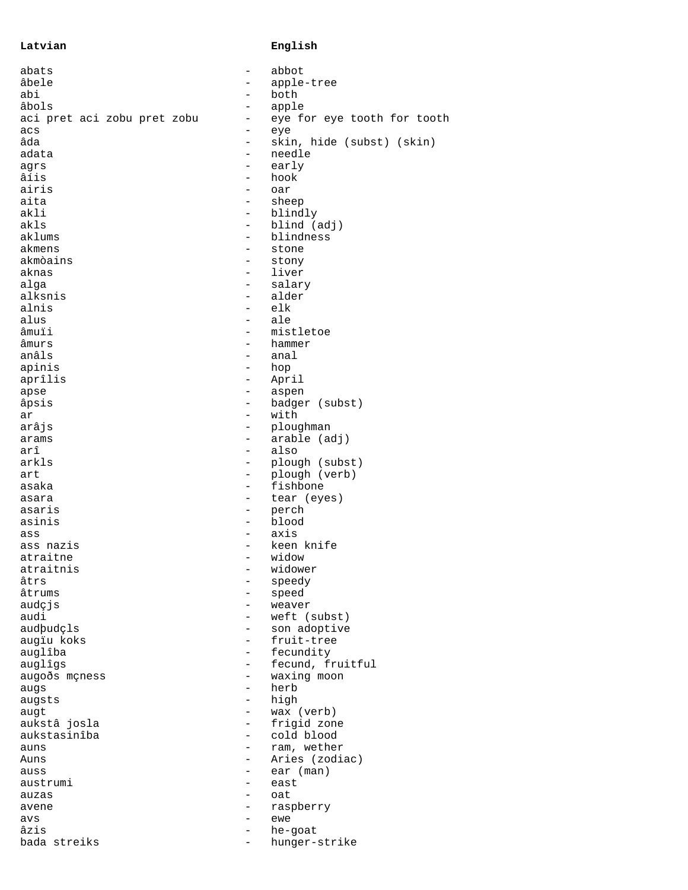| Latvian | | English |
|---|---|---|
| abats | - | abbot |
| âbele | - | apple-tree |
| abi | - | both |
| âbols | - | apple |
| aci pret aci zobu pret zobu | - | eye for eye tooth for tooth |
| acs | - | eye |
| âda | - | skin, hide (subst) (skin) |
| adata | - | needle |
| agrs | - | early |
| âíis | - | hook |
| airis | - | oar |
| aita | - | sheep |
| akli | - | blindly |
| akls | - | blind (adj) |
| aklums | - | blindness |
| akmens | - | stone |
| akmòains | - | stony |
| aknas | - | liver |
| alga | - | salary |
| alksnis | - | alder |
| alnis | - | elk |
| alus | - | ale |
| âmuïi | - | mistletoe |
| âmurs | - | hammer |
| anâls | - | anal |
| apinis | - | hop |
| aprîlis | - | April |
| apse | - | aspen |
| âpsis | - | badger (subst) |
| ar | - | with |
| arâjs | - | ploughman |
| arams | - | arable (adj) |
| arî | - | also |
| arkls | - | plough (subst) |
| art | - | plough (verb) |
| asaka | - | fishbone |
| asara | - | tear (eyes) |
| asaris | - | perch |
| asinis | - | blood |
| ass | - | axis |
| ass nazis | - | keen knife |
| atraitne | - | widow |
| atraitnis | - | widower |
| âtrs | - | speedy |
| âtrums | - | speed |
| audçjs | - | weaver |
| audi | - | weft (subst) |
| audþudçls | - | son adoptive |
| augïu koks | - | fruit-tree |
| auglîba | - | fecundity |
| auglîgs | - | fecund, fruitful |
| augoðs mçness | - | waxing moon |
| augs | - | herb |
| augsts | - | high |
| augt | - | wax (verb) |
| aukstâ josla | - | frigid zone |
| aukstasinîba | - | cold blood |
| auns | - | ram, wether |
| Auns | - | Aries (zodiac) |
| auss | - | ear (man) |
| austrumi | - | east |
| auzas | - | oat |
| avene | - | raspberry |
| avs | - | ewe |
| âzis | - | he-goat |
| bada streiks | - | hunger-strike |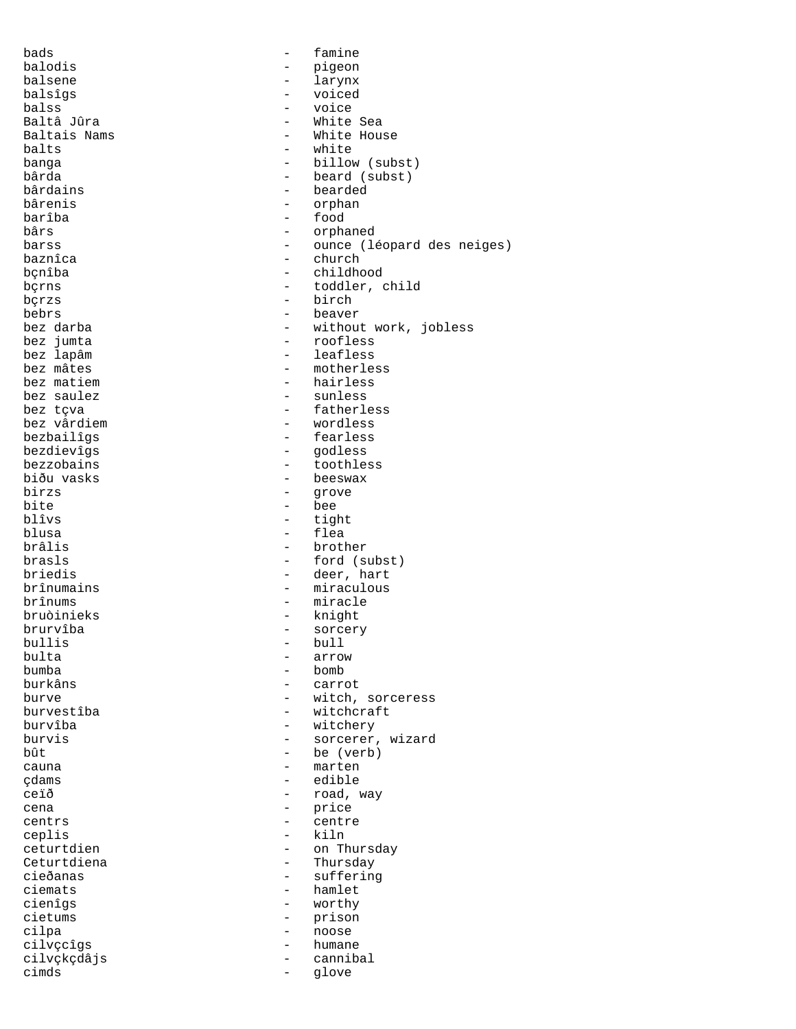bads - famine
balodis - pigeon
balsene - larynx
balsîgs - voiced
balss - voice
Baltâ Jûra - White Sea
Baltais Nams - White House
balts - white
banga - billow (subst)
bârda - beard (subst)
bârdains - bearded
bârenis - orphan
barîba - food
bârs - orphaned
barss - ounce (léopard des neiges)
baznîca - church
bçnîba - childhood
bçrns - toddler, child
bçrzs - birch
bebrs - beaver
bez darba - without work, jobless
bez jumta - roofless
bez lapâm - leafless
bez mâtes - motherless
bez matiem - hairless
bez saulez - sunless
bez tçva - fatherless
bez vârdiem - wordless
bezbailîgs - fearless
bezdievîgs - godless
bezzobains - toothless
biðu vasks - beeswax
birzs - grove
bite - bee
blîvs - tight
blusa - flea
brâlis - brother
brasls - ford (subst)
briedis - deer, hart
brînumains - miraculous
brînums - miracle
bruòinieks - knight
brurvîba - sorcery
bullis - bull
bulta - arrow
bumba - bomb
burkâns - carrot
burve - witch, sorceress
burvestîba - witchcraft
burvîba - witchery
burvis - sorcerer, wizard
bût - be (verb)
cauna - marten
çdams - edible
ceïð - road, way
cena - price
centrs - centre
ceplis - kiln
ceturtdien - on Thursday
Ceturtdiena - Thursday
cieðanas - suffering
ciemats - hamlet
cienîgs - worthy
cietums - prison
cilpa - noose
cilvçcîgs - humane
cilvçkçdâjs - cannibal
cimds - glove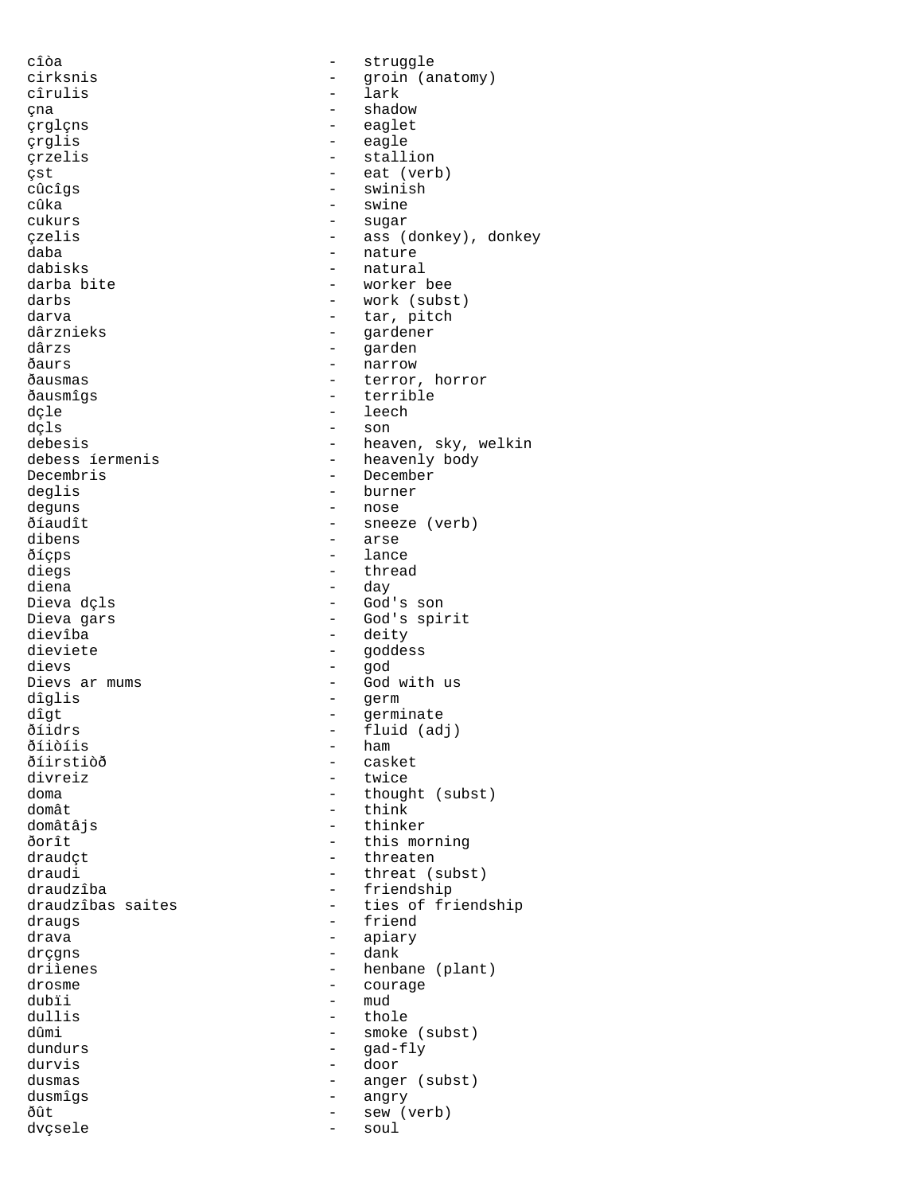cîòa - struggle
cirksnis - groin (anatomy)
cîrulis - lark
çna - shadow
çrglçns - eaglet
çrglis - eagle
çrzelis - stallion
çst - eat (verb)
cûcîgs - swinish
cûka - swine
cukurs - sugar
çzelis - ass (donkey), donkey
daba - nature
dabisks - natural
darba bite - worker bee
darbs - work (subst)
darva - tar, pitch
dârznieks - gardener
dârzs - garden
ðaurs - narrow
ðausmas - terror, horror
ðausmîgs - terrible
dçle - leech
dçls - son
debesis - heaven, sky, welkin
debess íermenis - heavenly body
Decembris - December
deglis - burner
deguns - nose
ðíaudît - sneeze (verb)
dibens - arse
ðíçps - lance
diegs - thread
diena - day
Dieva dçls - God's son
Dieva gars - God's spirit
dievîba - deity
dieviete - goddess
dievs - god
Dievs ar mums - God with us
dîglis - germ
dîgt - germinate
ðíidrs - fluid (adj)
ðíiòíis - ham
ðíirstiòð - casket
divreiz - twice
doma - thought (subst)
domât - think
domâtâjs - thinker
ðorît - this morning
draudçt - threaten
draudi - threat (subst)
draudzîba - friendship
draudzîbas saites - ties of friendship
draugs - friend
drava - apiary
drçgns - dank
driìenes - henbane (plant)
drosme - courage
dubïi - mud
dullis - thole
dûmi - smoke (subst)
dundurs - gad-fly
durvis - door
dusmas - anger (subst)
dusmîgs - angry
ðût - sew (verb)
dvçsele - soul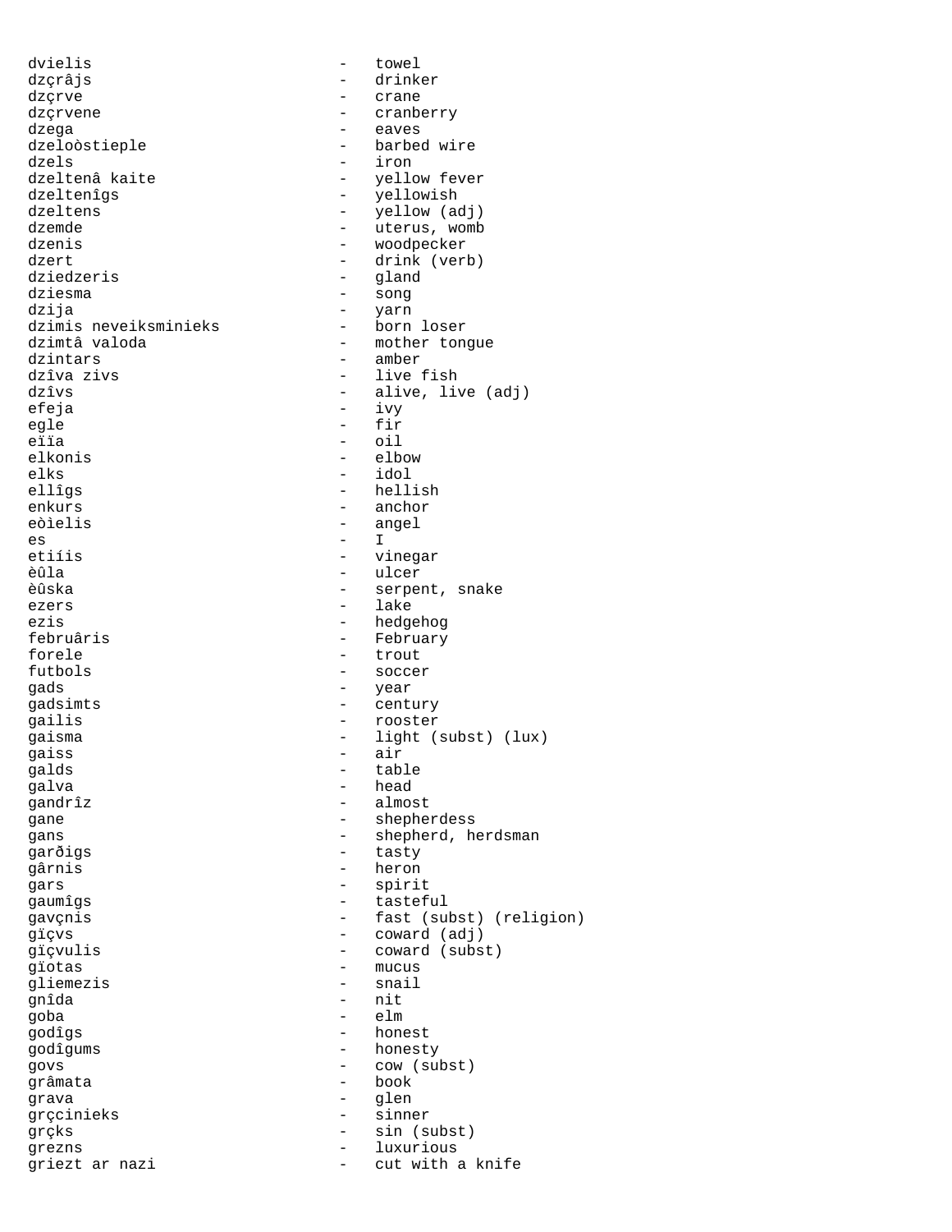dvielis - towel
dzçrâjs - drinker
dzçrve - crane
dzçrvene - cranberry
dzega - eaves
dzeloòstieple - barbed wire
dzels - iron
dzeltenâ kaite - yellow fever
dzeltenîgs - yellowish
dzeltens - yellow (adj)
dzemde - uterus, womb
dzenis - woodpecker
dzert - drink (verb)
dziedzeris - gland
dziesma - song
dzija - yarn
dzimis neveiksminieks - born loser
dzimtâ valoda - mother tongue
dzintars - amber
dzîva zivs - live fish
dzîvs - alive, live (adj)
efeja - ivy
egle - fir
eïïa - oil
elkonis - elbow
elks - idol
ellîgs - hellish
enkurs - anchor
eòìelis - angel
es - I
etiíis - vinegar
èûla - ulcer
èûska - serpent, snake
ezers - lake
ezis - hedgehog
februâris - February
forele - trout
futbols - soccer
gads - year
gadsimts - century
gailis - rooster
gaisma - light (subst) (lux)
gaiss - air
galds - table
galva - head
gandrîz - almost
gane - shepherdess
gans - shepherd, herdsman
garðigs - tasty
gârnis - heron
gars - spirit
gaumîgs - tasteful
gavçnis - fast (subst) (religion)
gïçvs - coward (adj)
gïçvulis - coward (subst)
gïotas - mucus
gliemezis - snail
gnîda - nit
goba - elm
godîgs - honest
godîgums - honesty
govs - cow (subst)
grâmata - book
grava - glen
grçcinieks - sinner
grçks - sin (subst)
grezns - luxurious
griezt ar nazi - cut with a knife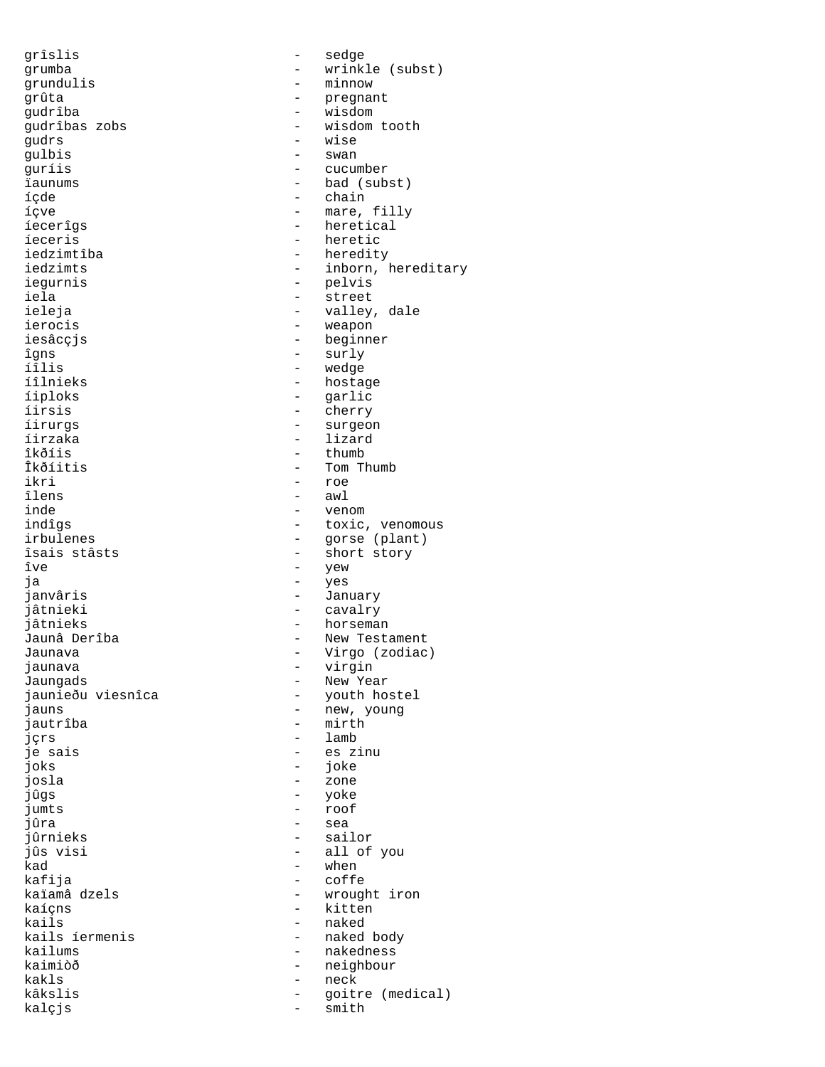grîslis - sedge
grumba - wrinkle (subst)
grundulis - minnow
grûta - pregnant
gudrîba - wisdom
gudrîbas zobs - wisdom tooth
gudrs - wise
gulbis - swan
guríis - cucumber
ïaunums - bad (subst)
íçde - chain
íçve - mare, filly
íecerîgs - heretical
íeceris - heretic
iedzimtîba - heredity
iedzimts - inborn, hereditary
iegurnis - pelvis
iela - street
ieleja - valley, dale
ierocis - weapon
iesâcçjs - beginner
îgns - surly
íîlis - wedge
íîlnieks - hostage
íiploks - garlic
íirsis - cherry
íirurgs - surgeon
íirzaka - lizard
îkðíis - thumb
Îkðíitis - Tom Thumb
ikri - roe
îlens - awl
inde - venom
indîgs - toxic, venomous
irbulenes - gorse (plant)
îsais stâsts - short story
îve - yew
ja - yes
janvâris - January
jâtnieki - cavalry
jâtnieks - horseman
Jaunâ Derîba - New Testament
Jaunava - Virgo (zodiac)
jaunava - virgin
Jaungads - New Year
jaunieðu viesnîca - youth hostel
jauns - new, young
jautrîba - mirth
jçrs - lamb
je sais - es zinu
joks - joke
josla - zone
jûgs - yoke
jumts - roof
jûra - sea
jûrnieks - sailor
jûs visi - all of you
kad - when
kafija - coffe
kaïamâ dzels - wrought iron
kaíçns - kitten
kails - naked
kails íermenis - naked body
kailums - nakedness
kaimiòð - neighbour
kakls - neck
kâkslis - goitre (medical)
kalçjs - smith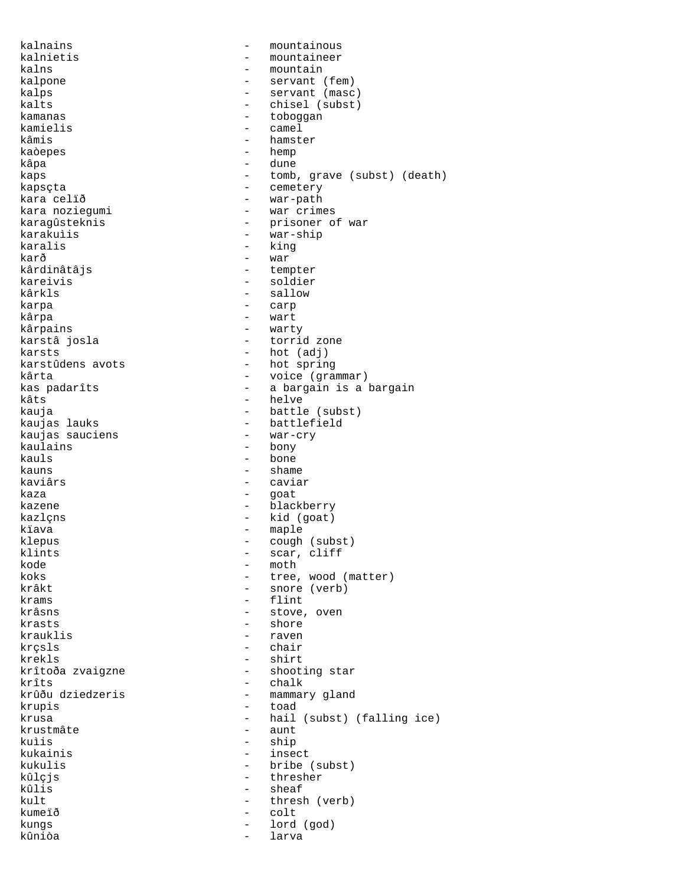kalnains - mountainous
kalnietis - mountaineer
kalns - mountain
kalpone - servant (fem)
kalps - servant (masc)
kalts - chisel (subst)
kamanas - toboggan
kamielis - camel
kâmis - hamster
kaòepes - hemp
kâpa - dune
kaps - tomb, grave (subst) (death)
kapsçta - cemetery
kara celïð - war-path
kara noziegumi - war crimes
karagûsteknis - prisoner of war
karakuìis - war-ship
karalis - king
karð - war
kârdinâtâjs - tempter
kareivis - soldier
kârkls - sallow
karpa - carp
kârpa - wart
kârpains - warty
karstâ josla - torrid zone
karsts - hot (adj)
karstûdens avots - hot spring
kârta - voice (grammar)
kas padarîts - a bargain is a bargain
kâts - helve
kauja - battle (subst)
kaujas lauks - battlefield
kaujas sauciens - war-cry
kaulains - bony
kauls - bone
kauns - shame
kaviârs - caviar
kaza - goat
kazene - blackberry
kazlçns - kid (goat)
kïava - maple
klepus - cough (subst)
klints - scar, cliff
kode - moth
koks - tree, wood (matter)
krâkt - snore (verb)
krams - flint
krâsns - stove, oven
krasts - shore
krauklis - raven
krçsls - chair
krekls - shirt
krîtoða zvaigzne - shooting star
krîts - chalk
krûðu dziedzeris - mammary gland
krupis - toad
krusa - hail (subst) (falling ice)
krustmâte - aunt
kuìis - ship
kukainis - insect
kukulis - bribe (subst)
kûlçjs - thresher
kûlis - sheaf
kult - thresh (verb)
kumeïð - colt
kungs - lord (god)
kûniòa - larva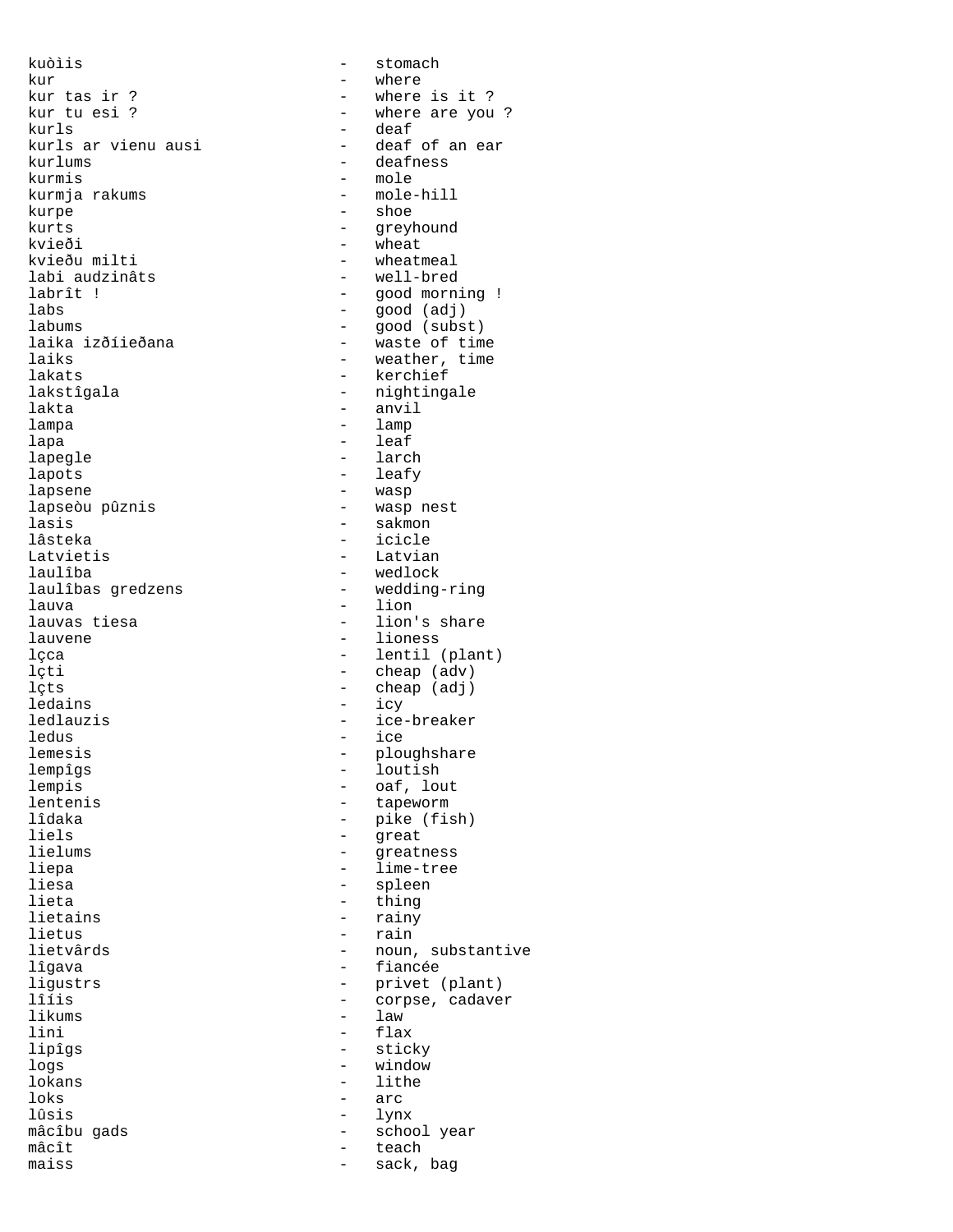kuòìis - stomach
kur - where
kur tas ir ? - where is it ?
kur tu esi ? - where are you ?
kurls - deaf
kurls ar vienu ausi - deaf of an ear
kurlums - deafness
kurmis - mole
kurmja rakums - mole-hill
kurpe - shoe
kurts - greyhound
kvieði - wheat
kvieðu milti - wheatmeal
labi audzinâts - well-bred
labrît ! - good morning !
labs - good (adj)
labums - good (subst)
laika izðíieðana - waste of time
laiks - weather, time
lakats - kerchief
lakstîgala - nightingale
lakta - anvil
lampa - lamp
lapa - leaf
lapegle - larch
lapots - leafy
lapsene - wasp
lapseòu pûznis - wasp nest
lasis - sakmon
lâsteka - icicle
Latvietis - Latvian
laulîba - wedlock
laulîbas gredzens - wedding-ring
lauva - lion
lauvas tiesa - lion's share
lauvene - lioness
lçca - lentil (plant)
lçti - cheap (adv)
lçts - cheap (adj)
ledains - icy
ledlauzis - ice-breaker
ledus - ice
lemesis - ploughshare
lempîgs - loutish
lempis - oaf, lout
lentenis - tapeworm
lîdaka - pike (fish)
liels - great
lielums - greatness
liepa - lime-tree
liesa - spleen
lieta - thing
lietains - rainy
lietus - rain
lietvârds - noun, substantive
lîgava - fiancée
ligustrs - privet (plant)
lîíis - corpse, cadaver
likums - law
lini - flax
lipîgs - sticky
logs - window
lokans - lithe
loks - arc
lûsis - lynx
mâcîbu gads - school year
mâcît - teach
maiss - sack, bag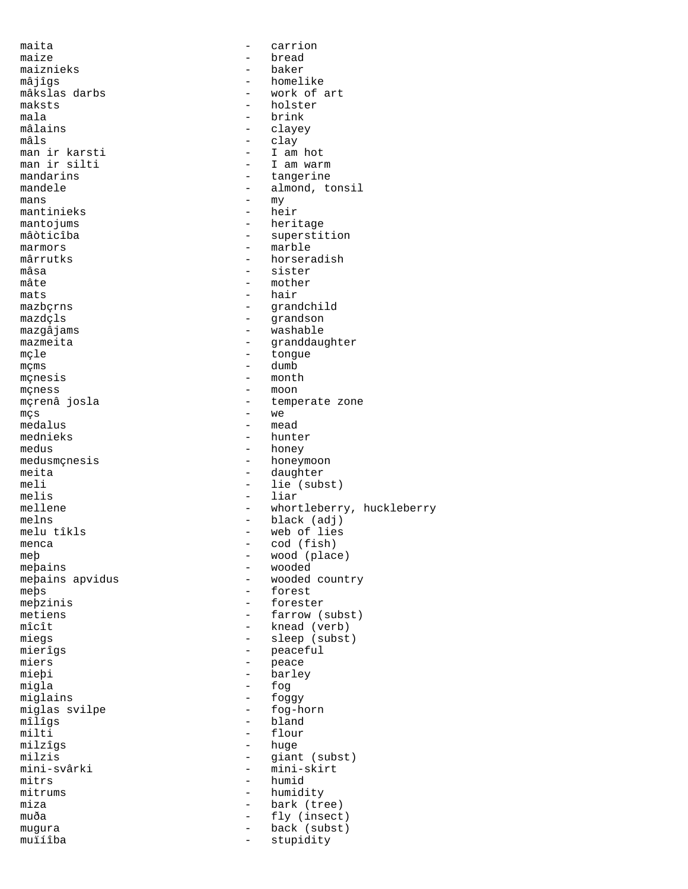maita - carrion
maize - bread
maiznieks - baker
mâjîgs - homelike
mâkslas darbs - work of art
maksts - holster
mala - brink
mâlains - clayey
mâls - clay
man ir karsti - I am hot
man ir silti - I am warm
mandarins - tangerine
mandele - almond, tonsil
mans - my
mantinieks - heir
mantojums - heritage
mâòticîba - superstition
marmors - marble
mârrutks - horseradish
mâsa - sister
mâte - mother
mats - hair
mazbçrns - grandchild
mazdçls - grandson
mazgâjams - washable
mazmeita - granddaughter
mçle - tongue
mçms - dumb
mçnesis - month
mçness - moon
mçrenâ josla - temperate zone
mçs - we
medalus - mead
mednieks - hunter
medus - honey
medusmçnesis - honeymoon
meita - daughter
meli - lie (subst)
melis - liar
mellene - whortleberry, huckleberry
melns - black (adj)
melu tîkls - web of lies
menca - cod (fish)
meþ - wood (place)
meþains - wooded
meþains apvidus - wooded country
meþs - forest
meþzinis - forester
metiens - farrow (subst)
mîcît - knead (verb)
miegs - sleep (subst)
mierîgs - peaceful
miers - peace
mieþi - barley
migla - fog
miglains - foggy
miglas svilpe - fog-horn
mîlîgs - bland
milti - flour
milzîgs - huge
milzis - giant (subst)
mini-svârki - mini-skirt
mitrs - humid
mitrums - humidity
miza - bark (tree)
muða - fly (insect)
mugura - back (subst)
muïíîba - stupidity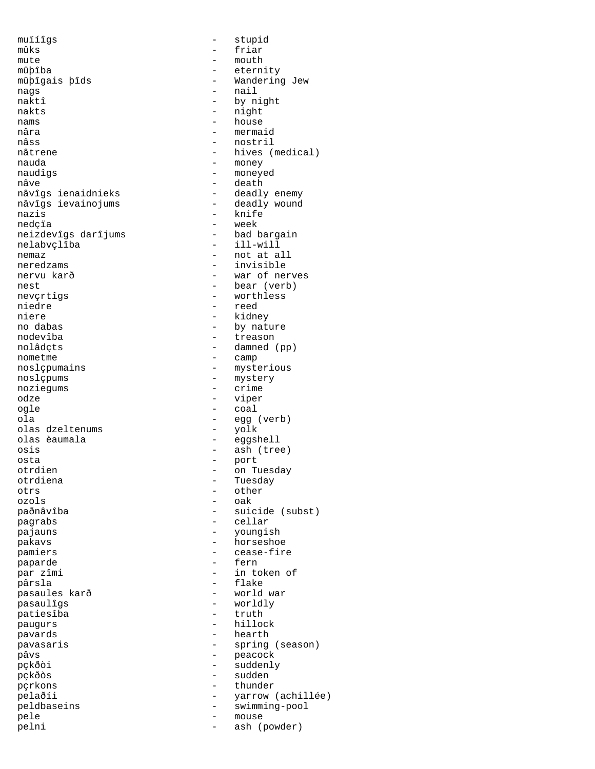muïíîgs - stupid
mûks - friar
mute - mouth
mûþîba - eternity
mûþîgais þîds - Wandering Jew
nags - nail
naktî - by night
nakts - night
nams - house
nâra - mermaid
nâss - nostril
nâtrene - hives (medical)
nauda - money
naudîgs - moneyed
nâve - death
nâvîgs ienaidnieks - deadly enemy
nâvîgs ievainojums - deadly wound
nazis - knife
nedçïa - week
neizdevîgs darîjums - bad bargain
nelabvçlîba - ill-will
nemaz - not at all
neredzams - invisible
nervu karð - war of nerves
nest - bear (verb)
nevçrtîgs - worthless
niedre - reed
niere - kidney
no dabas - by nature
nodevîba - treason
nolâdçts - damned (pp)
nometme - camp
noslçpumains - mysterious
noslçpums - mystery
noziegums - crime
odze - viper
ogle - coal
ola - egg (verb)
olas dzeltenums - yolk
olas èaumala - eggshell
osis - ash (tree)
osta - port
otrdien - on Tuesday
otrdiena - Tuesday
otrs - other
ozols - oak
paðnâvîba - suicide (subst)
pagrabs - cellar
pajauns - youngish
pakavs - horseshoe
pamiers - cease-fire
paparde - fern
par zîmi - in token of
pârsla - flake
pasaules karð - world war
pasaulîgs - worldly
patiesîba - truth
paugurs - hillock
pavards - hearth
pavasaris - spring (season)
pâvs - peacock
pçkðòi - suddenly
pçkðòs - sudden
pçrkons - thunder
pelaðíi - yarrow (achillée)
peldbaseins - swimming-pool
pele - mouse
pelni - ash (powder)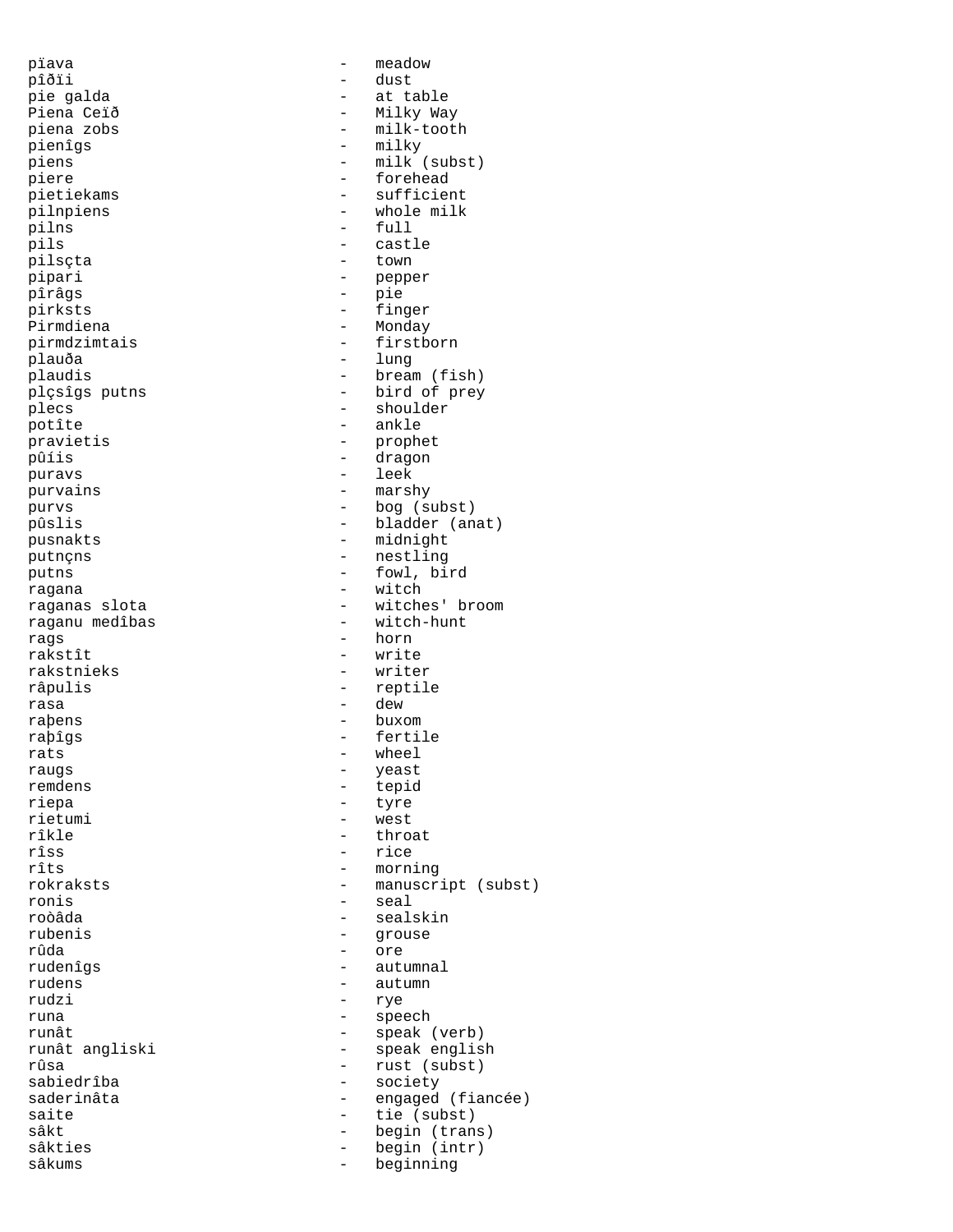pïava - meadow
pîðïi - dust
pie galda - at table
Piena Ceïð - Milky Way
piena zobs - milk-tooth
pienîgs - milky
piens - milk (subst)
piere - forehead
pietiekams - sufficient
pilnpiens - whole milk
pilns - full
pils - castle
pilsçta - town
pipari - pepper
pîrâgs - pie
pirksts - finger
Pirmdiena - Monday
pirmdzimtais - firstborn
plauða - lung
plaudis - bream (fish)
plçsîgs putns - bird of prey
plecs - shoulder
potîte - ankle
pravietis - prophet
pûíis - dragon
puravs - leek
purvains - marshy
purvs - bog (subst)
pûslis - bladder (anat)
pusnakts - midnight
putnçns - nestling
putns - fowl, bird
ragana - witch
raganas slota - witches' broom
raganu medîbas - witch-hunt
rags - horn
rakstît - write
rakstnieks - writer
râpulis - reptile
rasa - dew
raþens - buxom
raþîgs - fertile
rats - wheel
raugs - yeast
remdens - tepid
riepa - tyre
rietumi - west
rîkle - throat
rîss - rice
rîts - morning
rokraksts - manuscript (subst)
ronis - seal
roòâda - sealskin
rubenis - grouse
rûda - ore
rudenîgs - autumnal
rudens - autumn
rudzi - rye
runa - speech
runât - speak (verb)
runât angliski - speak english
rûsa - rust (subst)
sabiedrîba - society
saderinâta - engaged (fiancée)
saite - tie (subst)
sâkt - begin (trans)
sâkties - begin (intr)
sâkums - beginning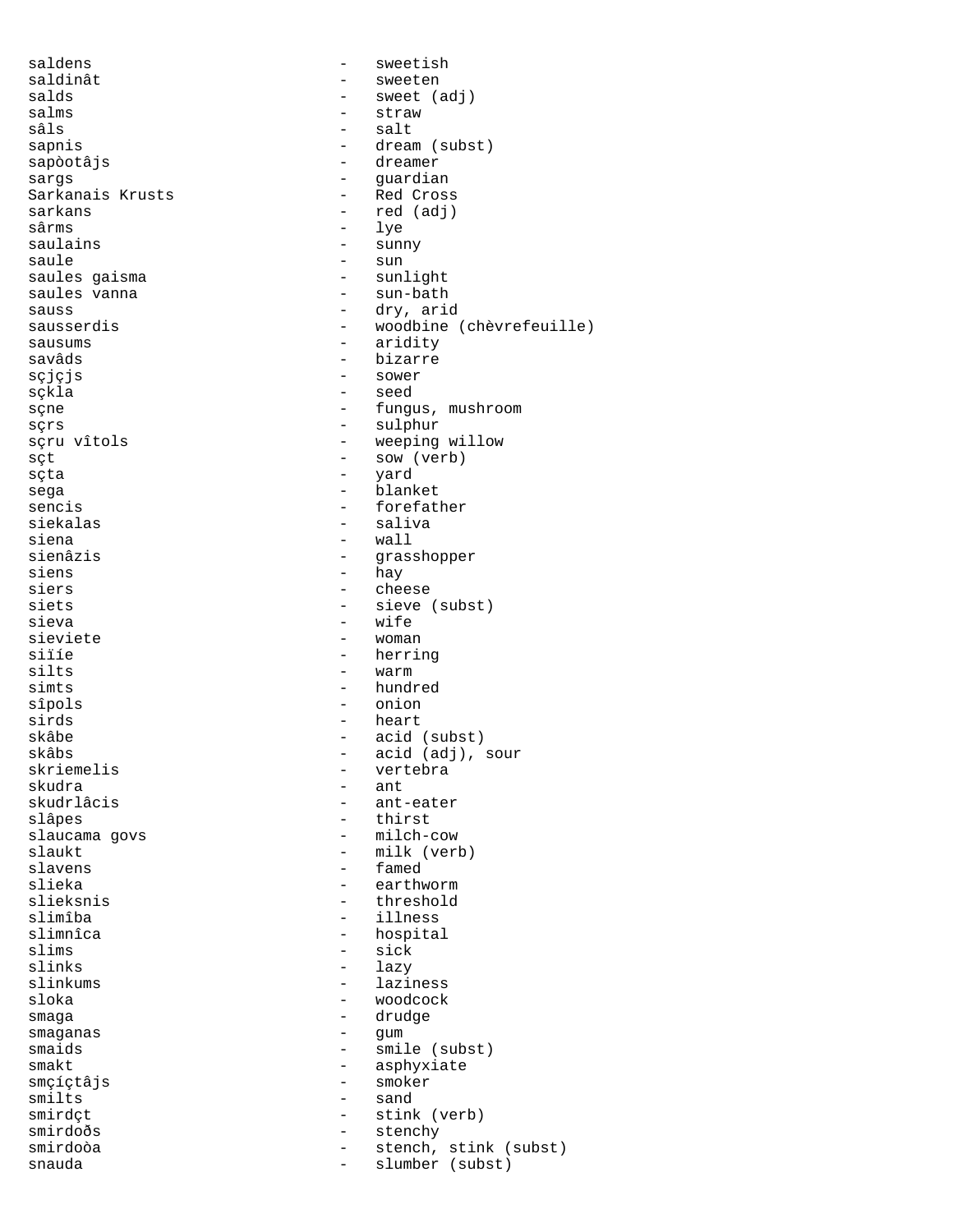saldens - sweetish
saldinât - sweeten
salds - sweet (adj)
salms - straw
sâls - salt
sapnis - dream (subst)
sapòotâjs - dreamer
sargs - guardian
Sarkanais Krusts - Red Cross
sarkans - red (adj)
sârms - lye
saulains - sunny
saule - sun
saules gaisma - sunlight
saules vanna - sun-bath
sauss - dry, arid
sausserdis - woodbine (chèvrefeuille)
sausums - aridity
savâds - bizarre
sçjçjs - sower
sçkla - seed
sçne - fungus, mushroom
sçrs - sulphur
sçru vîtols - weeping willow
sçt - sow (verb)
sçta - yard
sega - blanket
sencis - forefather
siekalas - saliva
siena - wall
sienâzis - grasshopper
siens - hay
siers - cheese
siets - sieve (subst)
sieva - wife
sieviete - woman
siïíe - herring
silts - warm
simts - hundred
sîpols - onion
sirds - heart
skâbe - acid (subst)
skâbs - acid (adj), sour
skriemelis - vertebra
skudra - ant
skudrlâcis - ant-eater
slâpes - thirst
slaucama govs - milch-cow
slaukt - milk (verb)
slavens - famed
slieka - earthworm
slieksnis - threshold
slimîba - illness
slimnîca - hospital
slims - sick
slinks - lazy
slinkums - laziness
sloka - woodcock
smaga - drudge
smaganas - gum
smaids - smile (subst)
smakt - asphyxiate
smçíçtâjs - smoker
smilts - sand
smirdçt - stink (verb)
smirdoðs - stenchy
smirdoòa - stench, stink (subst)
snauda - slumber (subst)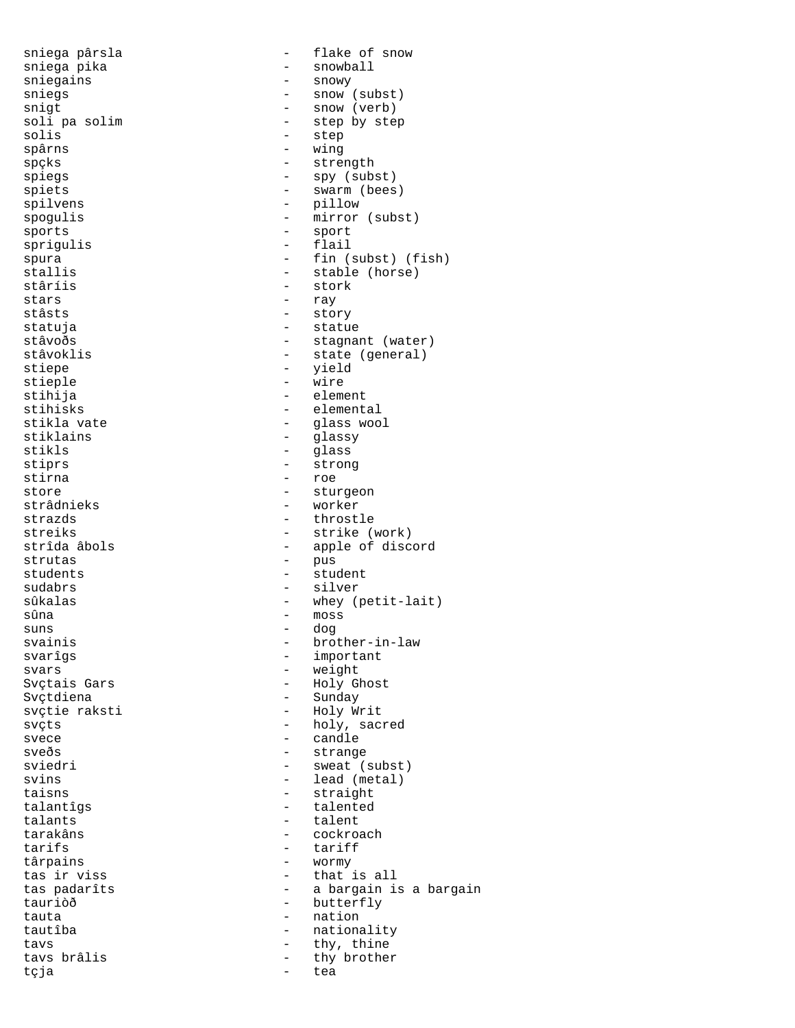sniega pârsla - flake of snow
sniega pika - snowball
sniegains - snowy
sniegs - snow (subst)
snigt - snow (verb)
soli pa solim - step by step
solis - step
spârns - wing
spçks - strength
spiegs - spy (subst)
spiets - swarm (bees)
spilvens - pillow
spogulis - mirror (subst)
sports - sport
sprigulis - flail
spura - fin (subst) (fish)
stallis - stable (horse)
stâríis - stork
stars - ray
stâsts - story
statuja - statue
stâvoðs - stagnant (water)
stâvoklis - state (general)
stiepe - yield
stieple - wire
stihija - element
stihisks - elemental
stikla vate - glass wool
stiklains - glassy
stikls - glass
stiprs - strong
stirna - roe
store - sturgeon
strâdnieks - worker
strazds - throstle
streiks - strike (work)
strîda âbols - apple of discord
strutas - pus
students - student
sudabrs - silver
sûkalas - whey (petit-lait)
sûna - moss
suns - dog
svainis - brother-in-law
svarîgs - important
svars - weight
Svçtais Gars - Holy Ghost
Svçtdiena - Sunday
svçtie raksti - Holy Writ
svçts - holy, sacred
svece - candle
sveðs - strange
sviedri - sweat (subst)
svins - lead (metal)
taisns - straight
talantîgs - talented
talants - talent
tarakâns - cockroach
tarifs - tariff
târpains - wormy
tas ir viss - that is all
tas padarîts - a bargain is a bargain
tauriòð - butterfly
tauta - nation
tautîba - nationality
tavs - thy, thine
tavs brâlis - thy brother
tçja - tea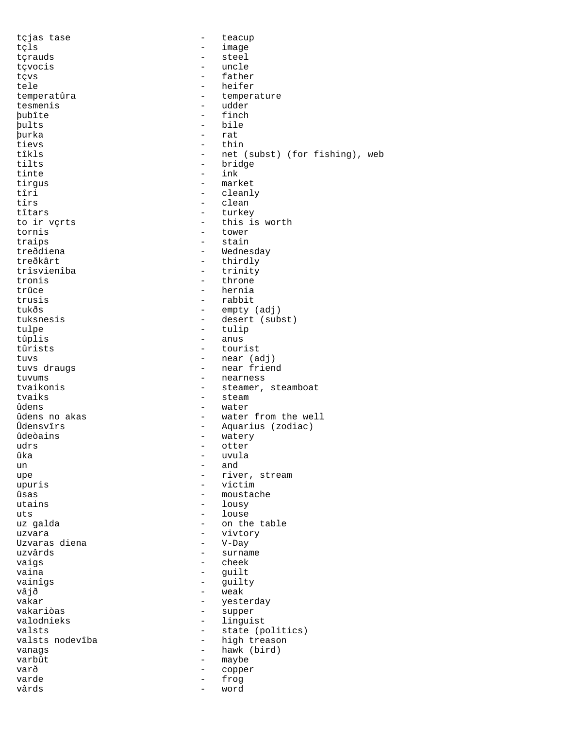tçjas tase - teacup
tçls - image
tçrauds - steel
tçvocis - uncle
tçvs - father
tele - heifer
temperatûra - temperature
tesmenis - udder
þubîte - finch
þults - bile
þurka - rat
tievs - thin
tîkls - net (subst) (for fishing), web
tilts - bridge
tinte - ink
tirgus - market
tîri - cleanly
tîrs - clean
tîtars - turkey
to ir vçrts - this is worth
tornis - tower
traips - stain
treðdiena - Wednesday
treðkârt - thirdly
trîsvienîba - trinity
tronis - throne
trûce - hernia
trusis - rabbit
tukðs - empty (adj)
tuksnesis - desert (subst)
tulpe - tulip
tûplis - anus
tûrists - tourist
tuvs - near (adj)
tuvs draugs - near friend
tuvums - nearness
tvaikonis - steamer, steamboat
tvaiks - steam
ûdens - water
ûdens no akas - water from the well
Ûdensvîrs - Aquarius (zodiac)
ûdeòains - watery
udrs - otter
ûka - uvula
un - and
upe - river, stream
upuris - victim
ûsas - moustache
utains - lousy
uts - louse
uz galda - on the table
uzvara - vivtory
Uzvaras diena - V-Day
uzvârds - surname
vaigs - cheek
vaina - guilt
vainîgs - guilty
vâjð - weak
vakar - yesterday
vakariòas - supper
valodnieks - linguist
valsts - state (politics)
valsts nodevîba - high treason
vanags - hawk (bird)
varbût - maybe
varð - copper
varde - frog
vârds - word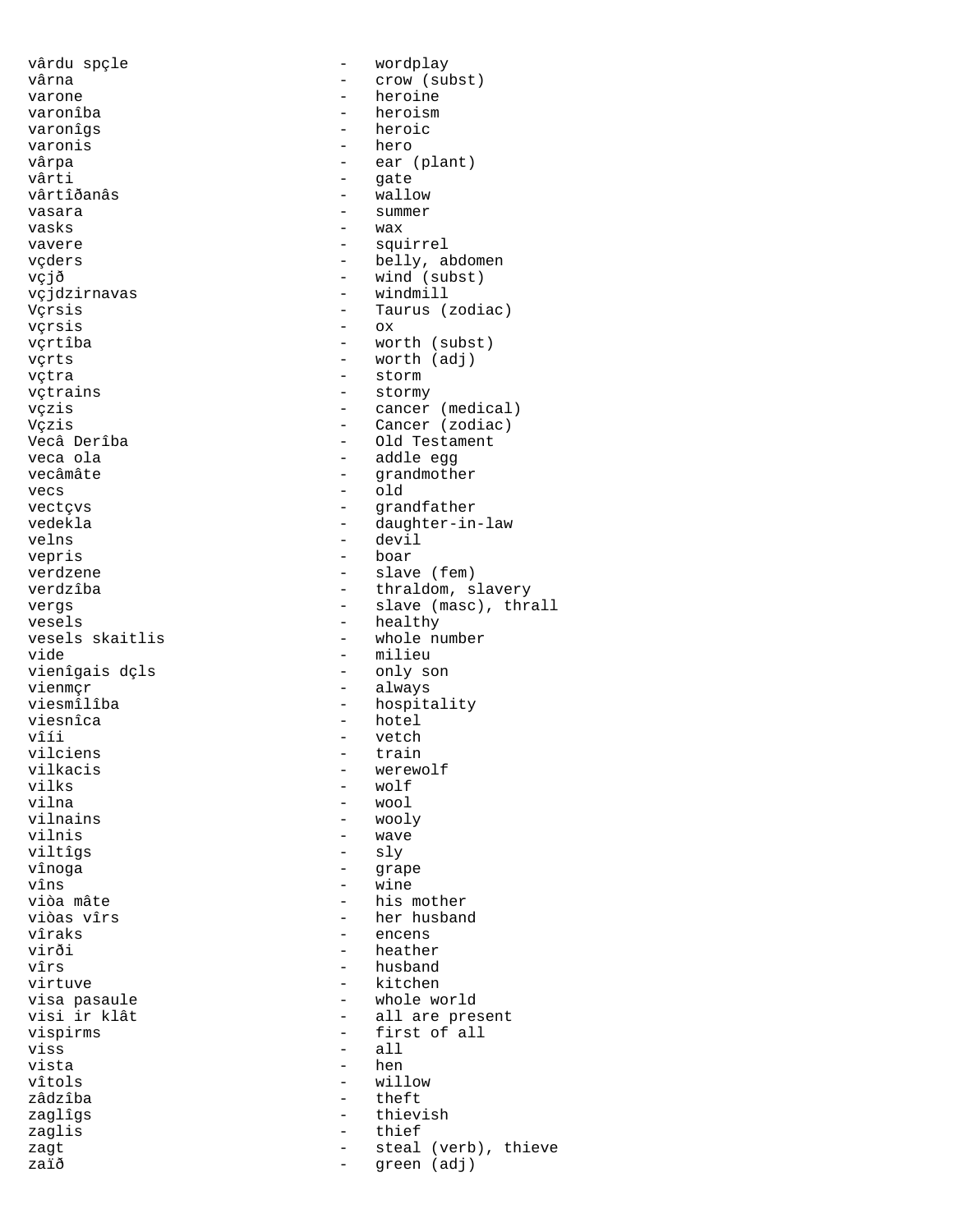vârdu spçle - wordplay
vârna - crow (subst)
varone - heroine
varonîba - heroism
varonîgs - heroic
varonis - hero
vârpa - ear (plant)
vârti - gate
vârtîðanâs - wallow
vasara - summer
vasks - wax
vavere - squirrel
vçders - belly, abdomen
vçjð - wind (subst)
vçjdzirnavas - windmill
Vçrsis - Taurus (zodiac)
vçrsis - ox
vçrtîba - worth (subst)
vçrts - worth (adj)
vçtra - storm
vçtrains - stormy
vçzis - cancer (medical)
Vçzis - Cancer (zodiac)
Vecâ Derîba - Old Testament
veca ola - addle egg
vecâmâte - grandmother
vecs - old
vectçvs - grandfather
vedekla - daughter-in-law
velns - devil
vepris - boar
verdzene - slave (fem)
verdzîba - thraldom, slavery
vergs - slave (masc), thrall
vesels - healthy
vesels skaitlis - whole number
vide - milieu
vienîgais dçls - only son
vienmçr - always
viesmîlîba - hospitality
viesnîca - hotel
vîíi - vetch
vilciens - train
vilkacis - werewolf
vilks - wolf
vilna - wool
vilnains - wooly
vilnis - wave
viltîgs - sly
vînoga - grape
vîns - wine
viòa mâte - his mother
viòas vîrs - her husband
vîraks - encens
virði - heather
vîrs - husband
virtuve - kitchen
visa pasaule - whole world
visi ir klât - all are present
vispirms - first of all
viss - all
vista - hen
vîtols - willow
zâdzîba - theft
zaglîgs - thievish
zaglis - thief
zagt - steal (verb), thieve
zaïð - green (adj)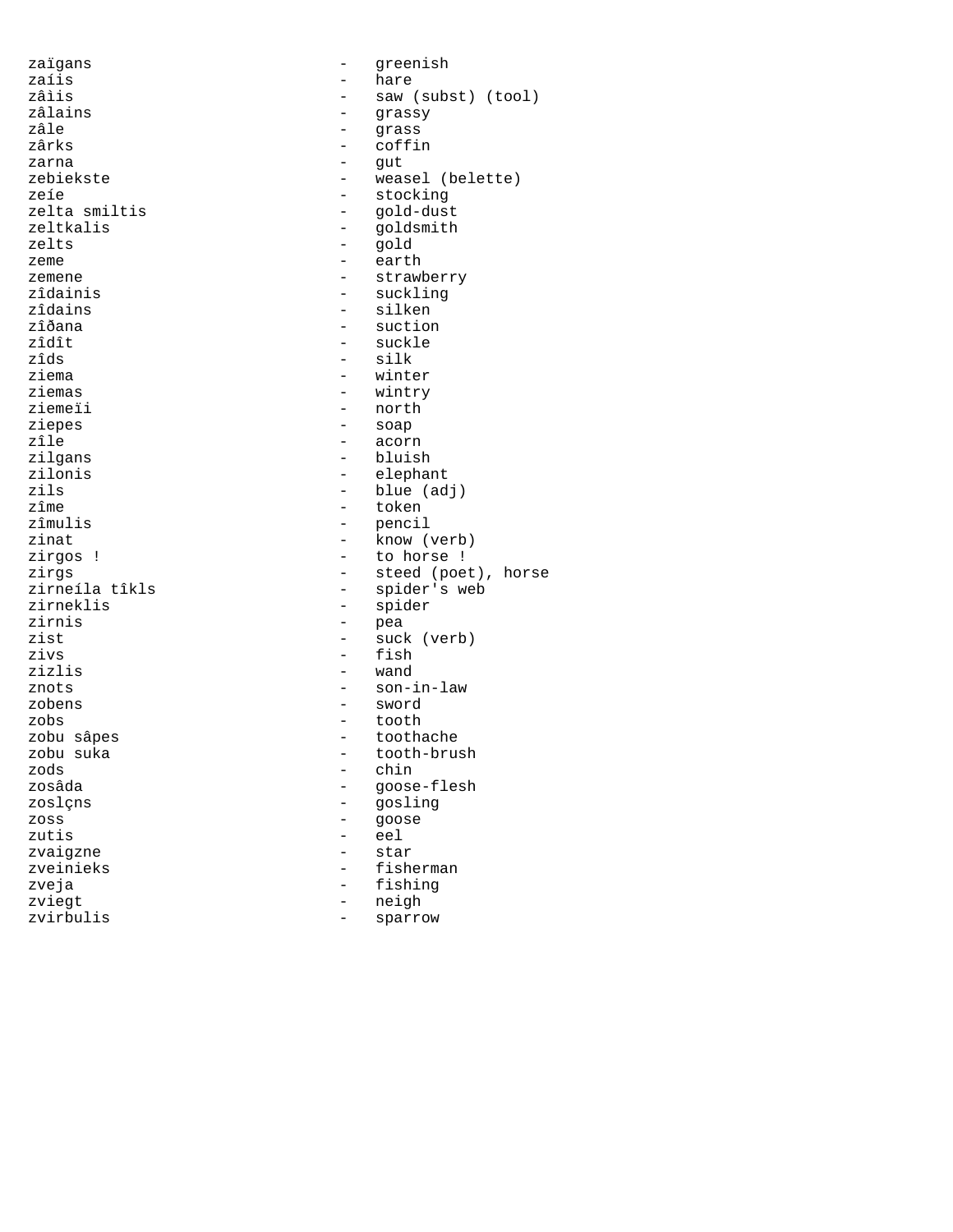| | | |
|---|---|---|
| zaïgans | - | greenish |
| zaíis | - | hare |
| zâìis | - | saw (subst) (tool) |
| zâlains | - | grassy |
| zâle | - | grass |
| zârks | - | coffin |
| zarna | - | gut |
| zebiekste | - | weasel (belette) |
| zeíe | - | stocking |
| zelta smiltis | - | gold-dust |
| zeltkalis | - | goldsmith |
| zelts | - | gold |
| zeme | - | earth |
| zemene | - | strawberry |
| zîdainis | - | suckling |
| zîdains | - | silken |
| zîðana | - | suction |
| zîdît | - | suckle |
| zîds | - | silk |
| ziema | - | winter |
| ziemas | - | wintry |
| ziemeïi | - | north |
| ziepes | - | soap |
| zîle | - | acorn |
| zilgans | - | bluish |
| zilonis | - | elephant |
| zils | - | blue (adj) |
| zîme | - | token |
| zîmulis | - | pencil |
| zinat | - | know (verb) |
| zirgos ! | - | to horse ! |
| zirgs | - | steed (poet), horse |
| zirneíla tîkls | - | spider's web |
| zirneklis | - | spider |
| zirnis | - | pea |
| zist | - | suck (verb) |
| zivs | - | fish |
| zizlis | - | wand |
| znots | - | son-in-law |
| zobens | - | sword |
| zobs | - | tooth |
| zobu sâpes | - | toothache |
| zobu suka | - | tooth-brush |
| zods | - | chin |
| zosâda | - | goose-flesh |
| zoslçns | - | gosling |
| zoss | - | goose |
| zutis | - | eel |
| zvaigzne | - | star |
| zveinieks | - | fisherman |
| zveja | - | fishing |
| zviegt | - | neigh |
| zvirbulis | - | sparrow |